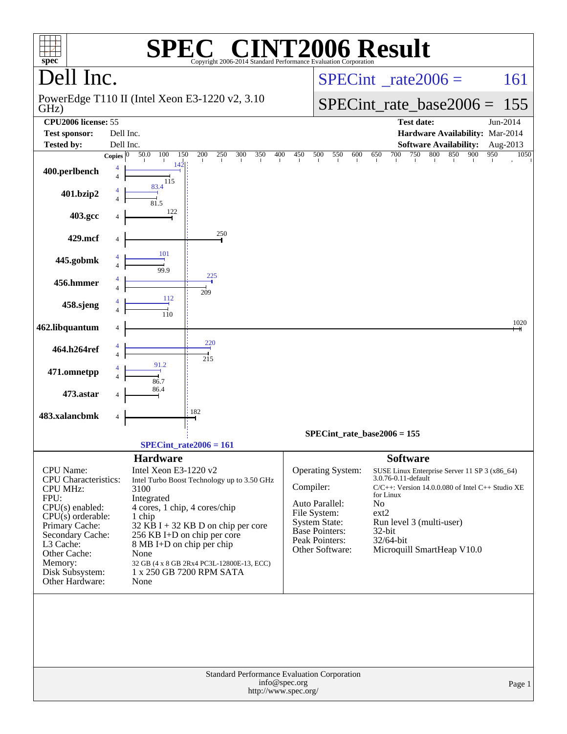# SPEC CINT2006 Result

Copyright 2006-2014 Standard Performance Evaluation Corporation

## Dell Inc.

PowerEdge T110 II (Intel Xeon E3-1220 v2, 3.10 GHz)

SPECint_rate2006 = 161

SPECint_rate_base2006 = 155

| | | | |
|---|---|---|---|
| **CPU2006 license:** | 55 | **Test date:** | Jun-2014 |
| **Test sponsor:** | Dell Inc. | **Hardware Availability:** | Mar-2014 |
| **Tested by:** | Dell Inc. | **Software Availability:** | Aug-2013 |

Copies
0 50.0 100 150 200 250 300 350 400 450 500 550 600 650 700 750 800 850 900 950 1050

400.perlbench 4 4 142 115

401.bzip2 4 4 83.4 81.5

403.gcc 4 122

429.mcf 4 250

445.gobmk 4 4 101 99.9

456.hmmer 4 4 225 209

458.sjeng 4 4 112 110

462.libquantum 4 1020

464.h264ref 4 4 220 215

471.omnetpp 4 4 91.2 86.7

473.astar 4 86.4

483.xalancbmk 4 182

SPECint_rate_base2006 = 155

SPECint_rate2006 = 161

## Hardware

| | |
|---|---|
| CPU Name: | Intel Xeon E3-1220 v2 |
| CPU Characteristics: | Intel Turbo Boost Technology up to 3.50 GHz |
| CPU MHz: | 3100 |
| FPU: | Integrated |
| CPU(s) enabled: | 4 cores, 1 chip, 4 cores/chip |
| CPU(s) orderable: | 1 chip |
| Primary Cache: | 32 KB I + 32 KB D on chip per core |
| Secondary Cache: | 256 KB I+D on chip per core |
| L3 Cache: | 8 MB I+D on chip per chip |
| Other Cache: | None |
| Memory: | 32 GB (4 x 8 GB 2Rx4 PC3L-12800E-13, ECC) |
| Disk Subsystem: | 1 x 250 GB 7200 RPM SATA |
| Other Hardware: | None |

## Software

| | |
|---|---|
| Operating System: | SUSE Linux Enterprise Server 11 SP 3 (x86_64) 3.0.76-0.11-default |
| Compiler: | C/C++: Version 14.0.0.080 of Intel C++ Studio XE for Linux |
| Auto Parallel: | No |
| File System: | ext2 |
| System State: | Run level 3 (multi-user) |
| Base Pointers: | 32-bit |
| Peak Pointers: | 32/64-bit |
| Other Software: | Microquill SmartHeap V10.0 |

Standard Performance Evaluation Corporation
info@spec.org
http://www.spec.org/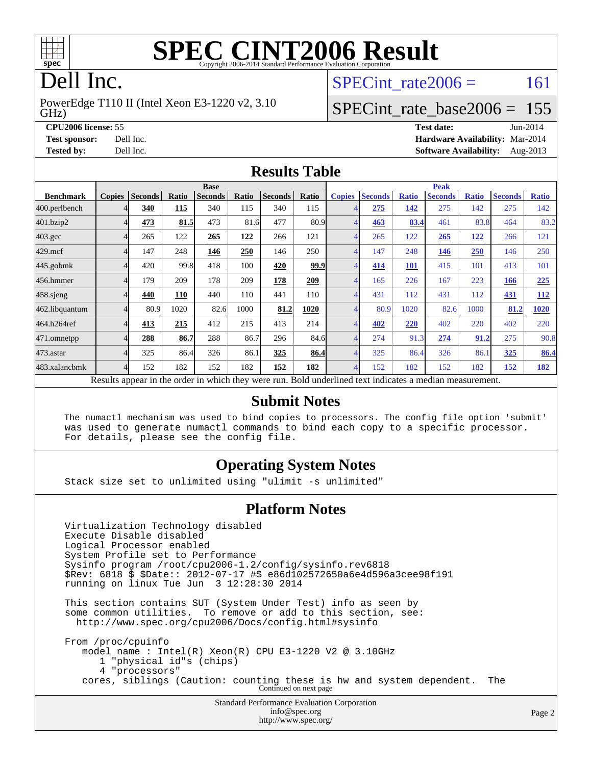# SPEC CINT2006 Result

Copyright 2006-2014 Standard Performance Evaluation Corporation

# Dell Inc.

PowerEdge T110 II (Intel Xeon E3-1220 v2, 3.10 GHz)

SPECint_rate2006 = 161

SPECint_rate_base2006 = 155

**CPU2006 license:** 55
**Test sponsor:** Dell Inc.
**Tested by:** Dell Inc.

**Test date:** Jun-2014
**Hardware Availability:** Mar-2014
**Software Availability:** Aug-2013

## Results Table

| Benchmark | Base | | | | | | | Peak | | | | | | |
|---|---|---|---|---|---|---|---|---|---|---|---|---|---|---|
| | Copies | Seconds | Ratio | Seconds | Ratio | Seconds | Ratio | Copies | Seconds | Ratio | Seconds | Ratio | Seconds | Ratio |
| 400.perlbench | 4 | **340** | **115** | 340 | 115 | 340 | 115 | 4 | **275** | **142** | 275 | 142 | 275 | 142 |
| 401.bzip2 | 4 | **473** | **81.5** | 473 | 81.6 | 477 | 80.9 | 4 | **463** | **83.4** | 461 | 83.8 | 464 | 83.2 |
| 403.gcc | 4 | 265 | 122 | **265** | **122** | 266 | 121 | 4 | 265 | 122 | **265** | **122** | 266 | 121 |
| 429.mcf | 4 | 147 | 248 | **146** | **250** | 146 | 250 | 4 | 147 | 248 | **146** | **250** | 146 | 250 |
| 445.gobmk | 4 | 420 | 99.8 | 418 | 100 | **420** | **99.9** | 4 | **414** | **101** | 415 | 101 | 413 | 101 |
| 456.hmmer | 4 | 179 | 209 | 178 | 209 | **178** | **209** | 4 | 165 | 226 | 167 | 223 | **166** | **225** |
| 458.sjeng | 4 | **440** | **110** | 440 | 110 | 441 | 110 | 4 | 431 | 112 | 431 | 112 | **431** | **112** |
| 462.libquantum | 4 | 80.9 | 1020 | 82.6 | 1000 | **81.2** | **1020** | 4 | 80.9 | 1020 | 82.6 | 1000 | **81.2** | **1020** |
| 464.h264ref | 4 | **413** | **215** | 412 | 215 | 413 | 214 | 4 | **402** | **220** | 402 | 220 | 402 | 220 |
| 471.omnetpp | 4 | **288** | **86.7** | 288 | 86.7 | 296 | 84.6 | 4 | 274 | 91.3 | **274** | **91.2** | 275 | 90.8 |
| 473.astar | 4 | 325 | 86.4 | 326 | 86.1 | **325** | **86.4** | 4 | 325 | 86.4 | 326 | 86.1 | **325** | **86.4** |
| 483.xalancbmk | 4 | 152 | 182 | 152 | 182 | **152** | **182** | 4 | 152 | 182 | 152 | 182 | **152** | **182** |

Results appear in the order in which they were run. Bold underlined text indicates a median measurement.

## Submit Notes

```
The numactl mechanism was used to bind copies to processors. The config file option 'submit'
was used to generate numactl commands to bind each copy to a specific processor.
For details, please see the config file.
```

## Operating System Notes

```
Stack size set to unlimited using "ulimit -s unlimited"
```

## Platform Notes

```
Virtualization Technology disabled
Execute Disable disabled
Logical Processor enabled
System Profile set to Performance
Sysinfo program /root/cpu2006-1.2/config/sysinfo.rev6818
$Rev: 6818 $ $Date:: 2012-07-17 #$ e86d102572650a6e4d596a3cee98f191
running on linux Tue Jun  3 12:28:30 2014

This section contains SUT (System Under Test) info as seen by
some common utilities.  To remove or add to this section, see:
  http://www.spec.org/cpu2006/Docs/config.html#sysinfo

From /proc/cpuinfo
    model name : Intel(R) Xeon(R) CPU E3-1220 V2 @ 3.10GHz
       1 "physical id"s (chips)
       4 "processors"
    cores, siblings (Caution: counting these is hw and system dependent.  The
```

Continued on next page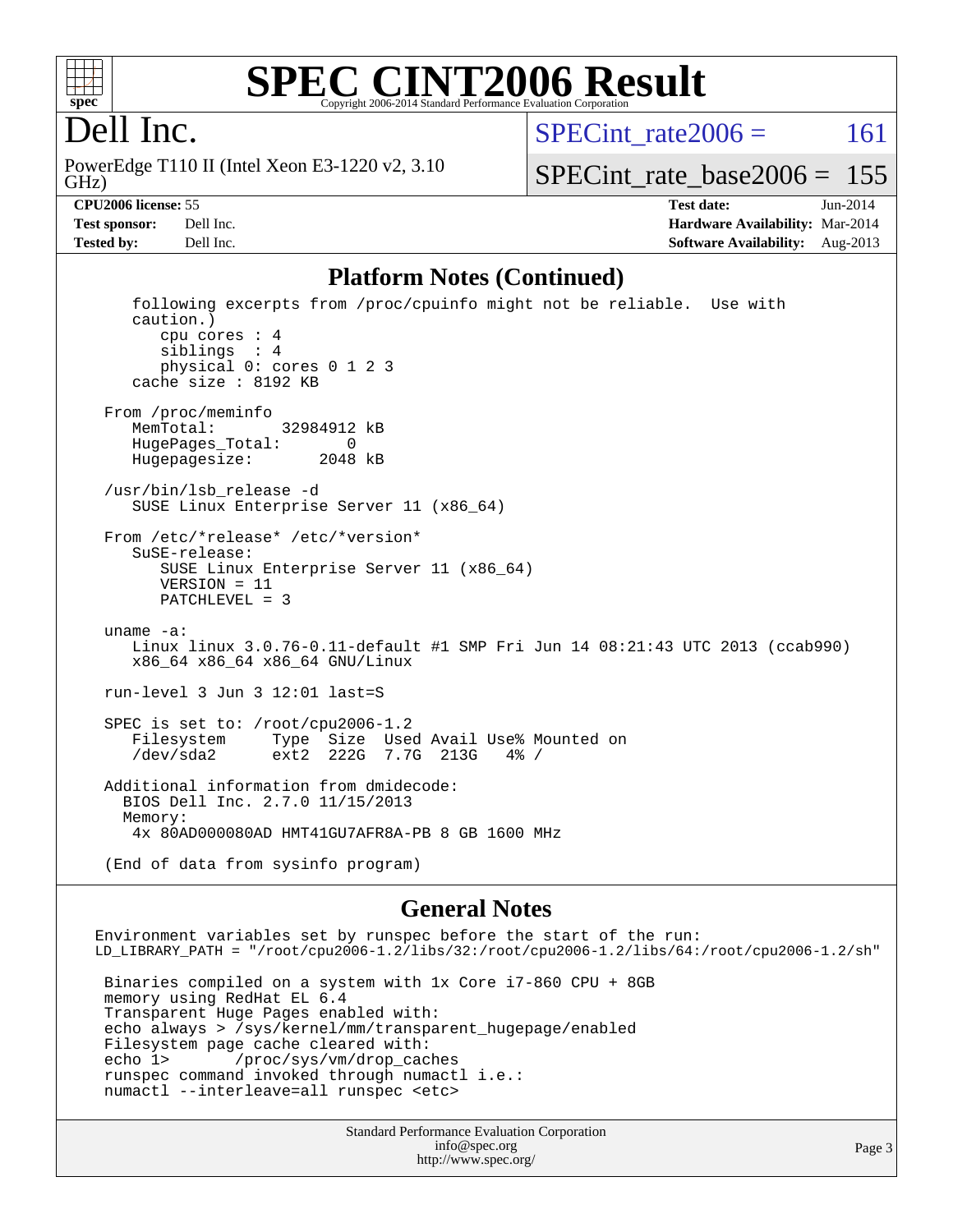# SPEC CINT2006 Result

Copyright 2006-2014 Standard Performance Evaluation Corporation

## Dell Inc.

PowerEdge T110 II (Intel Xeon E3-1220 v2, 3.10 GHz)

SPECint_rate2006 = 161

SPECint_rate_base2006 = 155

**CPU2006 license:** 55
**Test sponsor:** Dell Inc.
**Tested by:** Dell Inc.

**Test date:** Jun-2014
**Hardware Availability:** Mar-2014
**Software Availability:** Aug-2013

## Platform Notes (Continued)

```
      following excerpts from /proc/cpuinfo might not be reliable.  Use with
      caution.)
         cpu cores : 4
         siblings  : 4
         physical 0: cores 0 1 2 3
      cache size : 8192 KB

   From /proc/meminfo
      MemTotal:       32984912 kB
      HugePages_Total:       0
      Hugepagesize:       2048 kB

   /usr/bin/lsb_release -d
      SUSE Linux Enterprise Server 11 (x86_64)

   From /etc/*release* /etc/*version*
      SuSE-release:
         SUSE Linux Enterprise Server 11 (x86_64)
         VERSION = 11
         PATCHLEVEL = 3

   uname -a:
      Linux linux 3.0.76-0.11-default #1 SMP Fri Jun 14 08:21:43 UTC 2013 (ccab990)
      x86_64 x86_64 x86_64 GNU/Linux

   run-level 3 Jun 3 12:01 last=S

   SPEC is set to: /root/cpu2006-1.2
      Filesystem     Type  Size  Used Avail Use% Mounted on
      /dev/sda2      ext2  222G  7.7G  213G   4% /

   Additional information from dmidecode:
     BIOS Dell Inc. 2.7.0 11/15/2013
     Memory:
      4x 80AD000080AD HMT41GU7AFR8A-PB 8 GB 1600 MHz

   (End of data from sysinfo program)
```

## General Notes

```
Environment variables set by runspec before the start of the run:
LD_LIBRARY_PATH = "/root/cpu2006-1.2/libs/32:/root/cpu2006-1.2/libs/64:/root/cpu2006-1.2/sh"

 Binaries compiled on a system with 1x Core i7-860 CPU + 8GB
 memory using RedHat EL 6.4
 Transparent Huge Pages enabled with:
 echo always > /sys/kernel/mm/transparent_hugepage/enabled
 Filesystem page cache cleared with:
 echo 1>       /proc/sys/vm/drop_caches
 runspec command invoked through numactl i.e.:
 numactl --interleave=all runspec <etc>
```

Standard Performance Evaluation Corporation
info@spec.org
http://www.spec.org/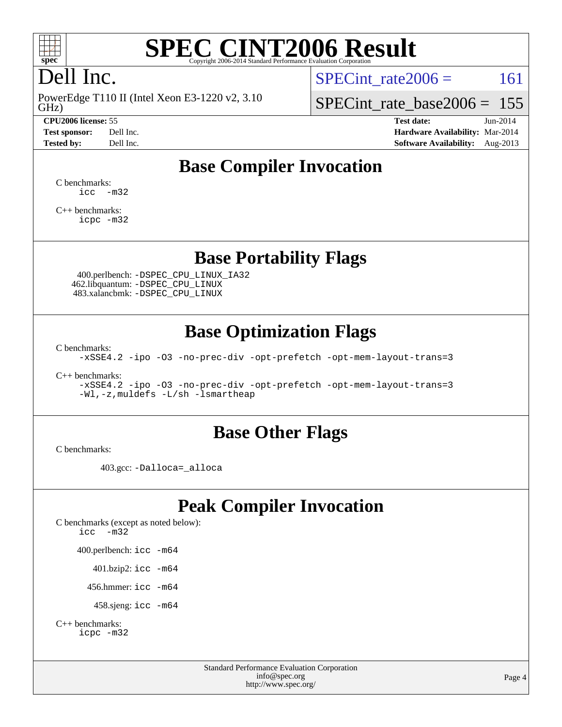# SPEC CINT2006 Result

Copyright 2006-2014 Standard Performance Evaluation Corporation

## Dell Inc.

PowerEdge T110 II (Intel Xeon E3-1220 v2, 3.10 GHz)

SPECint_rate2006 = 161

SPECint_rate_base2006 = 155

**CPU2006 license:** 55
**Test sponsor:** Dell Inc.
**Tested by:** Dell Inc.

**Test date:** Jun-2014
**Hardware Availability:** Mar-2014
**Software Availability:** Aug-2013

## Base Compiler Invocation

C benchmarks:
`icc -m32`

C++ benchmarks:
`icpc -m32`

## Base Portability Flags

400.perlbench: `-DSPEC_CPU_LINUX_IA32`
462.libquantum: `-DSPEC_CPU_LINUX`
483.xalancbmk: `-DSPEC_CPU_LINUX`

## Base Optimization Flags

C benchmarks:
`-xSSE4.2 -ipo -O3 -no-prec-div -opt-prefetch -opt-mem-layout-trans=3`

C++ benchmarks:
`-xSSE4.2 -ipo -O3 -no-prec-div -opt-prefetch -opt-mem-layout-trans=3 -Wl,-z,muldefs -L/sh -lsmartheap`

## Base Other Flags

C benchmarks:

403.gcc: `-Dalloca=_alloca`

## Peak Compiler Invocation

C benchmarks (except as noted below):
`icc -m32`

400.perlbench: `icc -m64`

401.bzip2: `icc -m64`

456.hmmer: `icc -m64`

458.sjeng: `icc -m64`

C++ benchmarks:
`icpc -m32`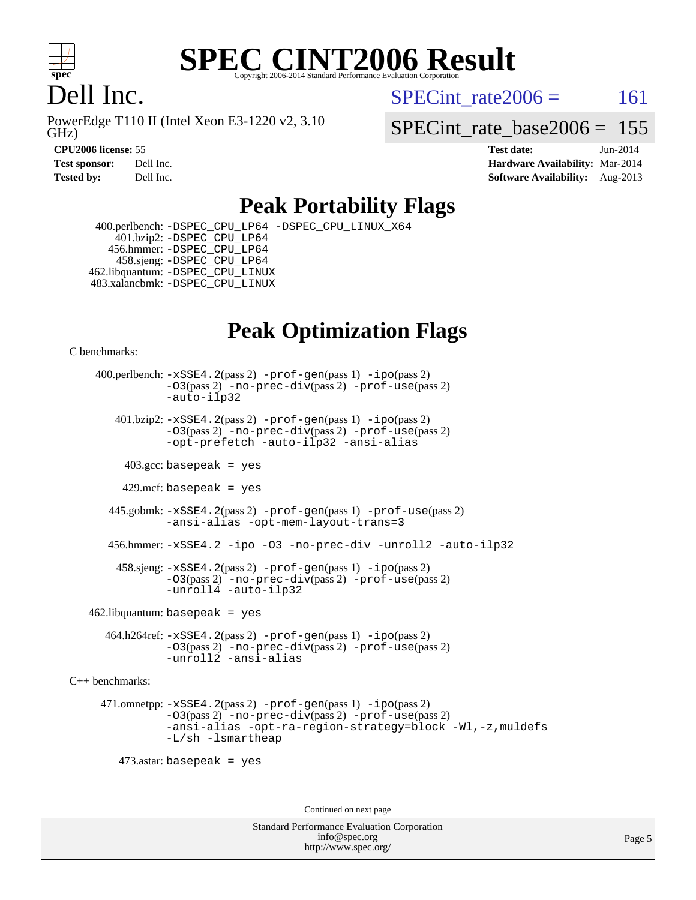# SPEC CINT2006 Result

Copyright 2006-2014 Standard Performance Evaluation Corporation

## Dell Inc.

PowerEdge T110 II (Intel Xeon E3-1220 v2, 3.10 GHz)

SPECint_rate2006 = 161

SPECint_rate_base2006 = 155

**CPU2006 license:** 55
**Test sponsor:** Dell Inc.
**Tested by:** Dell Inc.

**Test date:** Jun-2014
**Hardware Availability:** Mar-2014
**Software Availability:** Aug-2013

## Peak Portability Flags

400.perlbench: -DSPEC_CPU_LP64 -DSPEC_CPU_LINUX_X64
401.bzip2: -DSPEC_CPU_LP64
456.hmmer: -DSPEC_CPU_LP64
458.sjeng: -DSPEC_CPU_LP64
462.libquantum: -DSPEC_CPU_LINUX
483.xalancbmk: -DSPEC_CPU_LINUX

## Peak Optimization Flags

C benchmarks:

400.perlbench: -xSSE4.2(pass 2) -prof-gen(pass 1) -ipo(pass 2) -O3(pass 2) -no-prec-div(pass 2) -prof-use(pass 2) -auto-ilp32

401.bzip2: -xSSE4.2(pass 2) -prof-gen(pass 1) -ipo(pass 2) -O3(pass 2) -no-prec-div(pass 2) -prof-use(pass 2) -opt-prefetch -auto-ilp32 -ansi-alias

403.gcc: basepeak = yes

429.mcf: basepeak = yes

445.gobmk: -xSSE4.2(pass 2) -prof-gen(pass 1) -prof-use(pass 2) -ansi-alias -opt-mem-layout-trans=3

456.hmmer: -xSSE4.2 -ipo -O3 -no-prec-div -unroll2 -auto-ilp32

458.sjeng: -xSSE4.2(pass 2) -prof-gen(pass 1) -ipo(pass 2) -O3(pass 2) -no-prec-div(pass 2) -prof-use(pass 2) -unroll4 -auto-ilp32

462.libquantum: basepeak = yes

464.h264ref: -xSSE4.2(pass 2) -prof-gen(pass 1) -ipo(pass 2) -O3(pass 2) -no-prec-div(pass 2) -prof-use(pass 2) -unroll2 -ansi-alias

C++ benchmarks:

471.omnetpp: -xSSE4.2(pass 2) -prof-gen(pass 1) -ipo(pass 2) -O3(pass 2) -no-prec-div(pass 2) -prof-use(pass 2) -ansi-alias -opt-ra-region-strategy=block -Wl,-z,muldefs -L/sh -lsmartheap

473.astar: basepeak = yes

Continued on next page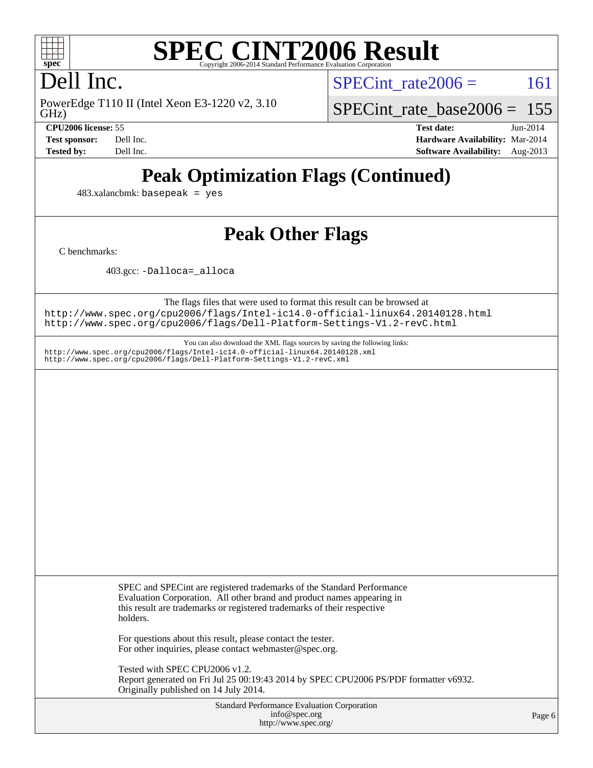# SPEC CINT2006 Result

Copyright 2006-2014 Standard Performance Evaluation Corporation

## Dell Inc.

PowerEdge T110 II (Intel Xeon E3-1220 v2, 3.10 GHz)

SPECint_rate2006 = 161

SPECint_rate_base2006 = 155

**CPU2006 license:** 55
**Test sponsor:** Dell Inc.
**Tested by:** Dell Inc.

**Test date:** Jun-2014
**Hardware Availability:** Mar-2014
**Software Availability:** Aug-2013

## Peak Optimization Flags (Continued)

483.xalancbmk: basepeak = yes

## Peak Other Flags

C benchmarks:

403.gcc: -Dalloca=_alloca

The flags files that were used to format this result can be browsed at
http://www.spec.org/cpu2006/flags/Intel-ic14.0-official-linux64.20140128.html
http://www.spec.org/cpu2006/flags/Dell-Platform-Settings-V1.2-revC.html

You can also download the XML flags sources by saving the following links:
http://www.spec.org/cpu2006/flags/Intel-ic14.0-official-linux64.20140128.xml
http://www.spec.org/cpu2006/flags/Dell-Platform-Settings-V1.2-revC.xml

SPEC and SPECint are registered trademarks of the Standard Performance Evaluation Corporation. All other brand and product names appearing in this result are trademarks or registered trademarks of their respective holders.

For questions about this result, please contact the tester.
For other inquiries, please contact webmaster@spec.org.

Tested with SPEC CPU2006 v1.2.
Report generated on Fri Jul 25 00:19:43 2014 by SPEC CPU2006 PS/PDF formatter v6932.
Originally published on 14 July 2014.

Standard Performance Evaluation Corporation
info@spec.org
http://www.spec.org/